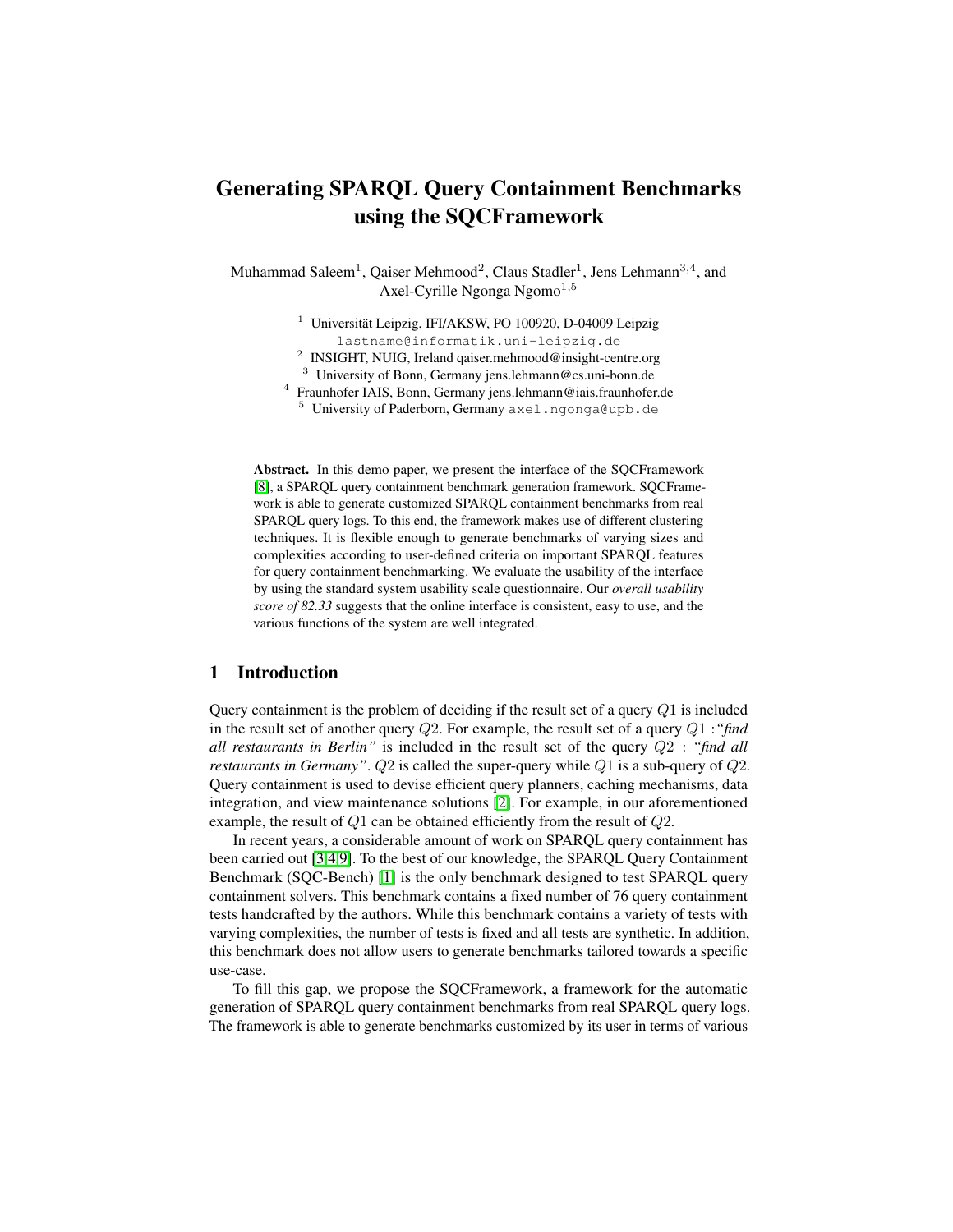# Generating SPARQL Query Containment Benchmarks using the SQCFramework

Muhammad Saleem[1], Qaiser Mehmood[2], Claus Stadler[1], Jens Lehmann[3,4], and Axel-Cyrille Ngonga Ngomo[1,5]

[1] Universität Leipzig, IFI/AKSW, PO 100920, D-04009 Leipzig lastname@informatik.uni-leipzig.de
[2] INSIGHT, NUIG, Ireland qaiser.mehmood@insight-centre.org
[3] University of Bonn, Germany jens.lehmann@cs.uni-bonn.de
[4] Fraunhofer IAIS, Bonn, Germany jens.lehmann@iais.fraunhofer.de
[5] University of Paderborn, Germany axel.ngonga@upb.de

**Abstract.** In this demo paper, we present the interface of the SQCFramework [8], a SPARQL query containment benchmark generation framework. SQCFramework is able to generate customized SPARQL containment benchmarks from real SPARQL query logs. To this end, the framework makes use of different clustering techniques. It is flexible enough to generate benchmarks of varying sizes and complexities according to user-defined criteria on important SPARQL features for query containment benchmarking. We evaluate the usability of the interface by using the standard system usability scale questionnaire. Our *overall usability score of 82.33* suggests that the online interface is consistent, easy to use, and the various functions of the system are well integrated.

## 1 Introduction

Query containment is the problem of deciding if the result set of a query $Q1$ is included in the result set of another query $Q2$. For example, the result set of a query $Q1$ :*"find all restaurants in Berlin"* is included in the result set of the query $Q2$ : *"find all restaurants in Germany"*. $Q2$ is called the super-query while $Q1$ is a sub-query of $Q2$. Query containment is used to devise efficient query planners, caching mechanisms, data integration, and view maintenance solutions [2]. For example, in our aforementioned example, the result of $Q1$ can be obtained efficiently from the result of $Q2$.

In recent years, a considerable amount of work on SPARQL query containment has been carried out [3,4,9]. To the best of our knowledge, the SPARQL Query Containment Benchmark (SQC-Bench) [1] is the only benchmark designed to test SPARQL query containment solvers. This benchmark contains a fixed number of 76 query containment tests handcrafted by the authors. While this benchmark contains a variety of tests with varying complexities, the number of tests is fixed and all tests are synthetic. In addition, this benchmark does not allow users to generate benchmarks tailored towards a specific use-case.

To fill this gap, we propose the SQCFramework, a framework for the automatic generation of SPARQL query containment benchmarks from real SPARQL query logs. The framework is able to generate benchmarks customized by its user in terms of various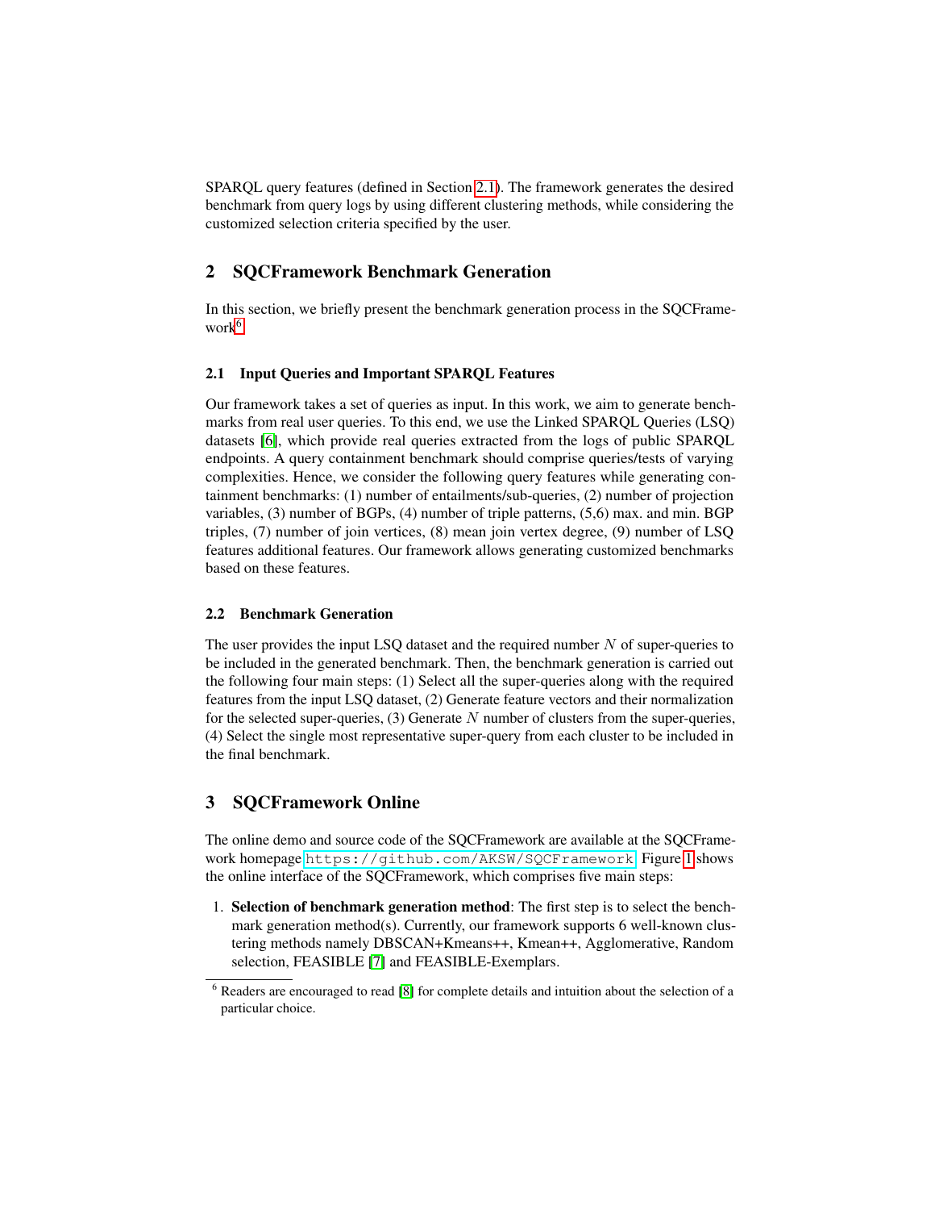SPARQL query features (defined in Section 2.1). The framework generates the desired benchmark from query logs by using different clustering methods, while considering the customized selection criteria specified by the user.

## 2 SQCFramework Benchmark Generation

In this section, we briefly present the benchmark generation process in the SQCFramework[6].

### 2.1 Input Queries and Important SPARQL Features

Our framework takes a set of queries as input. In this work, we aim to generate benchmarks from real user queries. To this end, we use the Linked SPARQL Queries (LSQ) datasets [6], which provide real queries extracted from the logs of public SPARQL endpoints. A query containment benchmark should comprise queries/tests of varying complexities. Hence, we consider the following query features while generating containment benchmarks: (1) number of entailments/sub-queries, (2) number of projection variables, (3) number of BGPs, (4) number of triple patterns, (5,6) max. and min. BGP triples, (7) number of join vertices, (8) mean join vertex degree, (9) number of LSQ features additional features. Our framework allows generating customized benchmarks based on these features.

### 2.2 Benchmark Generation

The user provides the input LSQ dataset and the required number $N$ of super-queries to be included in the generated benchmark. Then, the benchmark generation is carried out the following four main steps: (1) Select all the super-queries along with the required features from the input LSQ dataset, (2) Generate feature vectors and their normalization for the selected super-queries, (3) Generate $N$ number of clusters from the super-queries, (4) Select the single most representative super-query from each cluster to be included in the final benchmark.

## 3 SQCFramework Online

The online demo and source code of the SQCFramework are available at the SQCFramework homepage `https://github.com/AKSW/SQCFramework`. Figure 1 shows the online interface of the SQCFramework, which comprises five main steps:

1. **Selection of benchmark generation method**: The first step is to select the benchmark generation method(s). Currently, our framework supports 6 well-known clustering methods namely DBSCAN+Kmeans++, Kmean++, Agglomerative, Random selection, FEASIBLE [7] and FEASIBLE-Exemplars.

[6] Readers are encouraged to read [8] for complete details and intuition about the selection of a particular choice.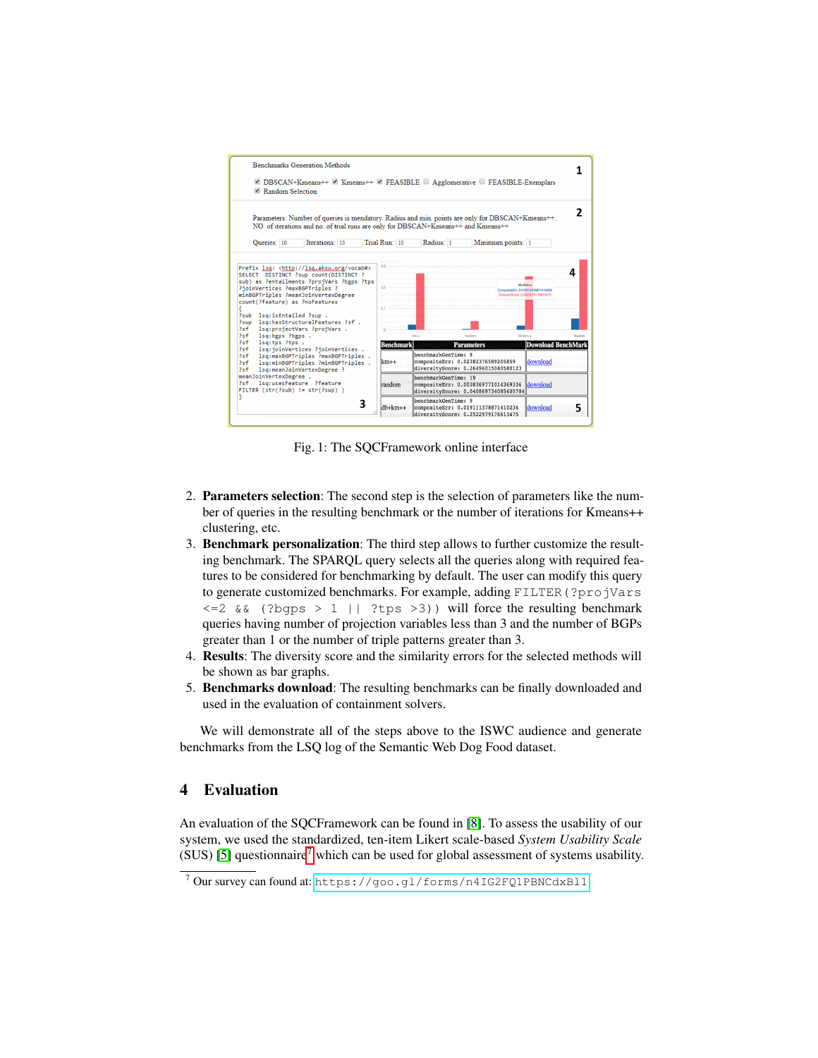Fig. 1: The SQCFramework online interface

2. **Parameters selection**: The second step is the selection of parameters like the number of queries in the resulting benchmark or the number of iterations for Kmeans++ clustering, etc.
3. **Benchmark personalization**: The third step allows to further customize the resulting benchmark. The SPARQL query selects all the queries along with required features to be considered for benchmarking by default. The user can modify this query to generate customized benchmarks. For example, adding `FILTER(?projVars <=2 && (?bgps > 1 || ?tps >3))` will force the resulting benchmark queries having number of projection variables less than 3 and the number of BGPs greater than 1 or the number of triple patterns greater than 3.
4. **Results**: The diversity score and the similarity errors for the selected methods will be shown as bar graphs.
5. **Benchmarks download**: The resulting benchmarks can be finally downloaded and used in the evaluation of containment solvers.

We will demonstrate all of the steps above to the ISWC audience and generate benchmarks from the LSQ log of the Semantic Web Dog Food dataset.

## 4 Evaluation

An evaluation of the SQCFramework can be found in [8]. To assess the usability of our system, we used the standardized, ten-item Likert scale-based *System Usability Scale* (SUS) [5] questionnaire[7] which can be used for global assessment of systems usability.

[7] Our survey can found at: `https://goo.gl/forms/n4IG2FQ1PBNCdxBl1`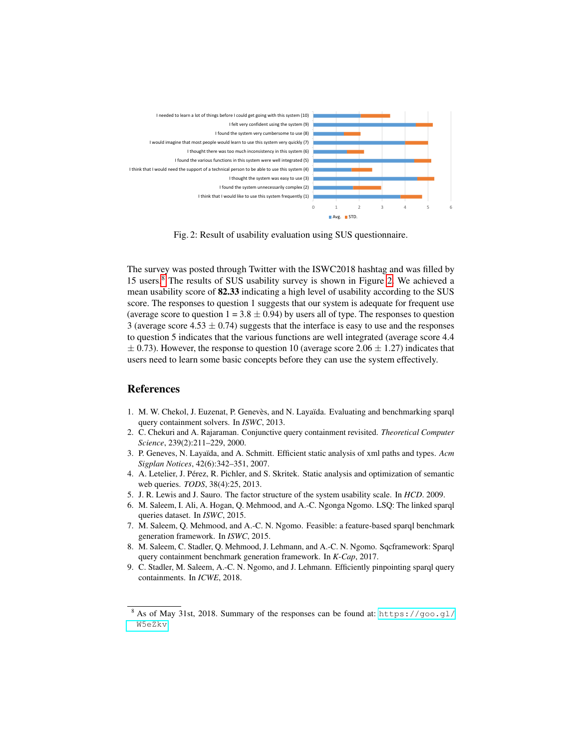I needed to learn a lot of things before I could get going with this system (10)
I felt very confident using the system (9)
I found the system very cumbersome to use (8)
I would imagine that most people would learn to use this system very quickly (7)
I thought there was too much inconsistency in this system (6)
I found the various functions in this system were well integrated (5)
I think that I would need the support of a technical person to be able to use this system (4)
I thought the system was easy to use (3)
I found the system unnecessarily complex (2)
I think that I would like to use this system frequently (1)

0 1 2 3 4 5 6

Avg. STD.

Fig. 2: Result of usability evaluation using SUS questionnaire.

The survey was posted through Twitter with the ISWC2018 hashtag and was filled by 15 users.[8] The results of SUS usability survey is shown in Figure 2. We achieved a mean usability score of **82.33** indicating a high level of usability according to the SUS score. The responses to question 1 suggests that our system is adequate for frequent use (average score to question 1 = $3.8 \pm 0.94$) by users all of type. The responses to question 3 (average score $4.53 \pm 0.74$) suggests that the interface is easy to use and the responses to question 5 indicates that the various functions are well integrated (average score 4.4 $\pm$ 0.73). However, the response to question 10 (average score $2.06 \pm 1.27$) indicates that users need to learn some basic concepts before they can use the system effectively.

## References

1. M. W. Chekol, J. Euzenat, P. Genevès, and N. Layaïda. Evaluating and benchmarking sparql query containment solvers. In *ISWC*, 2013.
2. C. Chekuri and A. Rajaraman. Conjunctive query containment revisited. *Theoretical Computer Science*, 239(2):211–229, 2000.
3. P. Geneves, N. Layaïda, and A. Schmitt. Efficient static analysis of xml paths and types. *Acm Sigplan Notices*, 42(6):342–351, 2007.
4. A. Letelier, J. Pérez, R. Pichler, and S. Skritek. Static analysis and optimization of semantic web queries. *TODS*, 38(4):25, 2013.
5. J. R. Lewis and J. Sauro. The factor structure of the system usability scale. In *HCD*. 2009.
6. M. Saleem, I. Ali, A. Hogan, Q. Mehmood, and A.-C. Ngonga Ngomo. LSQ: The linked sparql queries dataset. In *ISWC*, 2015.
7. M. Saleem, Q. Mehmood, and A.-C. N. Ngomo. Feasible: a feature-based sparql benchmark generation framework. In *ISWC*, 2015.
8. M. Saleem, C. Stadler, Q. Mehmood, J. Lehmann, and A.-C. N. Ngomo. Sqcframework: Sparql query containment benchmark generation framework. In *K-Cap*, 2017.
9. C. Stadler, M. Saleem, A.-C. N. Ngomo, and J. Lehmann. Efficiently pinpointing sparql query containments. In *ICWE*, 2018.

[8] As of May 31st, 2018. Summary of the responses can be found at: https://goo.gl/W5eZkv